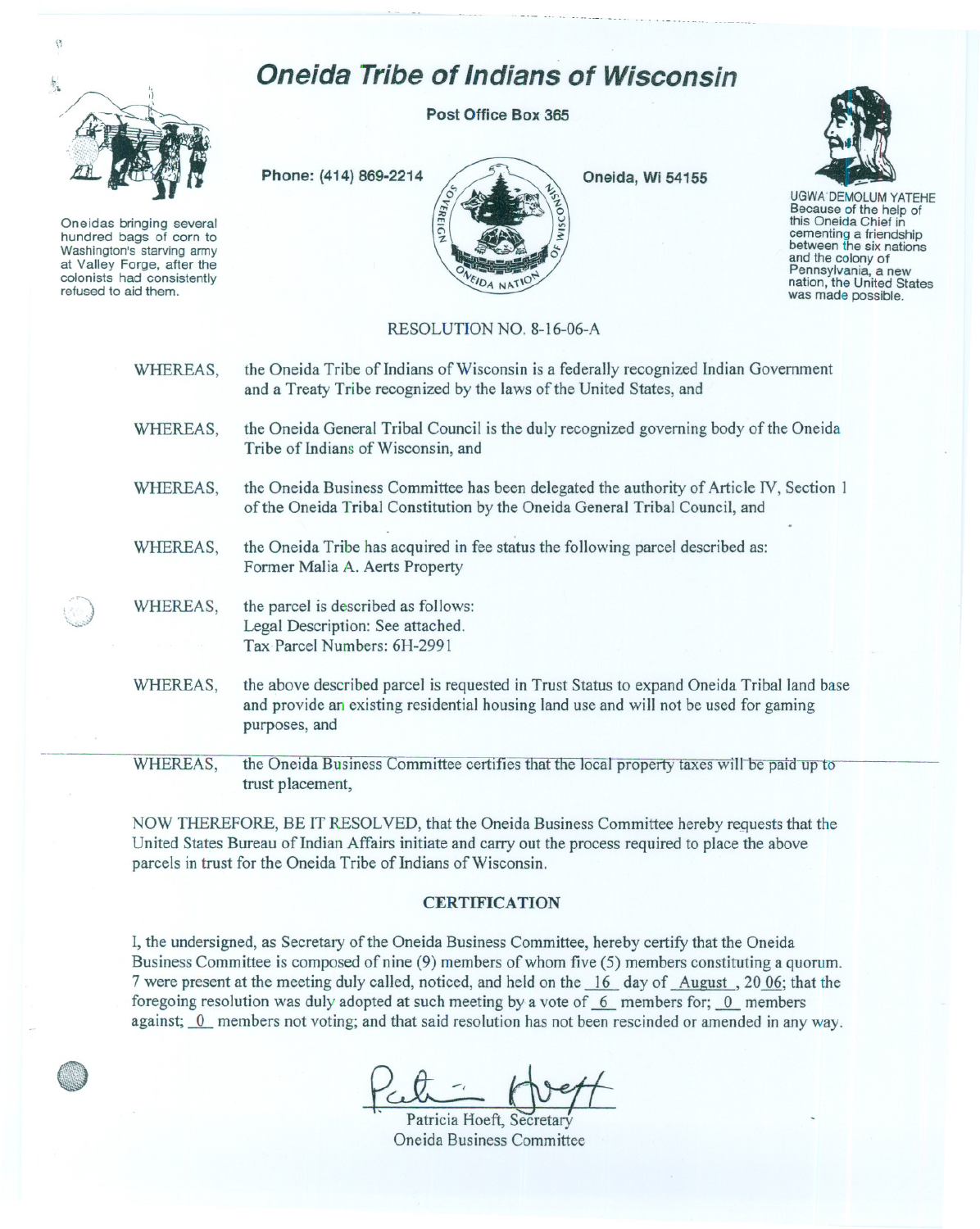# Oneida Tribe of Indians of Wisconsin

**Post Office Box 365**

**Phone: (414) 869-2214** **Oneida, Wi 54155**

Oneidas bringing several hundred bags of corn to Washington's starving army at Valley Forge, after the colonists had consistently refused to aid them.

UGWA DEMOLUM YATEHE
Because of the help of this Oneida Chief in cementing a friendship between the six nations and the colony of Pennsylvania, a new nation, the United States was made possible.

RESOLUTION NO. 8-16-06-A

WHEREAS, the Oneida Tribe of Indians of Wisconsin is a federally recognized Indian Government and a Treaty Tribe recognized by the laws of the United States, and

WHEREAS, the Oneida General Tribal Council is the duly recognized governing body of the Oneida Tribe of Indians of Wisconsin, and

WHEREAS, the Oneida Business Committee has been delegated the authority of Article IV, Section 1 of the Oneida Tribal Constitution by the Oneida General Tribal Council, and

WHEREAS, the Oneida Tribe has acquired in fee status the following parcel described as: Former Malia A. Aerts Property

WHEREAS, the parcel is described as follows:
Legal Description: See attached.
Tax Parcel Numbers: 6H-2991

WHEREAS, the above described parcel is requested in Trust Status to expand Oneida Tribal land base and provide an existing residential housing land use and will not be used for gaming purposes, and

WHEREAS, the Oneida Business Committee certifies that the local property taxes will be paid up to trust placement,

NOW THEREFORE, BE IT RESOLVED, that the Oneida Business Committee hereby requests that the United States Bureau of Indian Affairs initiate and carry out the process required to place the above parcels in trust for the Oneida Tribe of Indians of Wisconsin.

## CERTIFICATION

I, the undersigned, as Secretary of the Oneida Business Committee, hereby certify that the Oneida Business Committee is composed of nine (9) members of whom five (5) members constituting a quorum. 7 were present at the meeting duly called, noticed, and held on the 16 day of August, 20 06; that the foregoing resolution was duly adopted at such meeting by a vote of 6 members for; 0 members against; 0 members not voting; and that said resolution has not been rescinded or amended in any way.

Patricia Hoeft, Secretary
Oneida Business Committee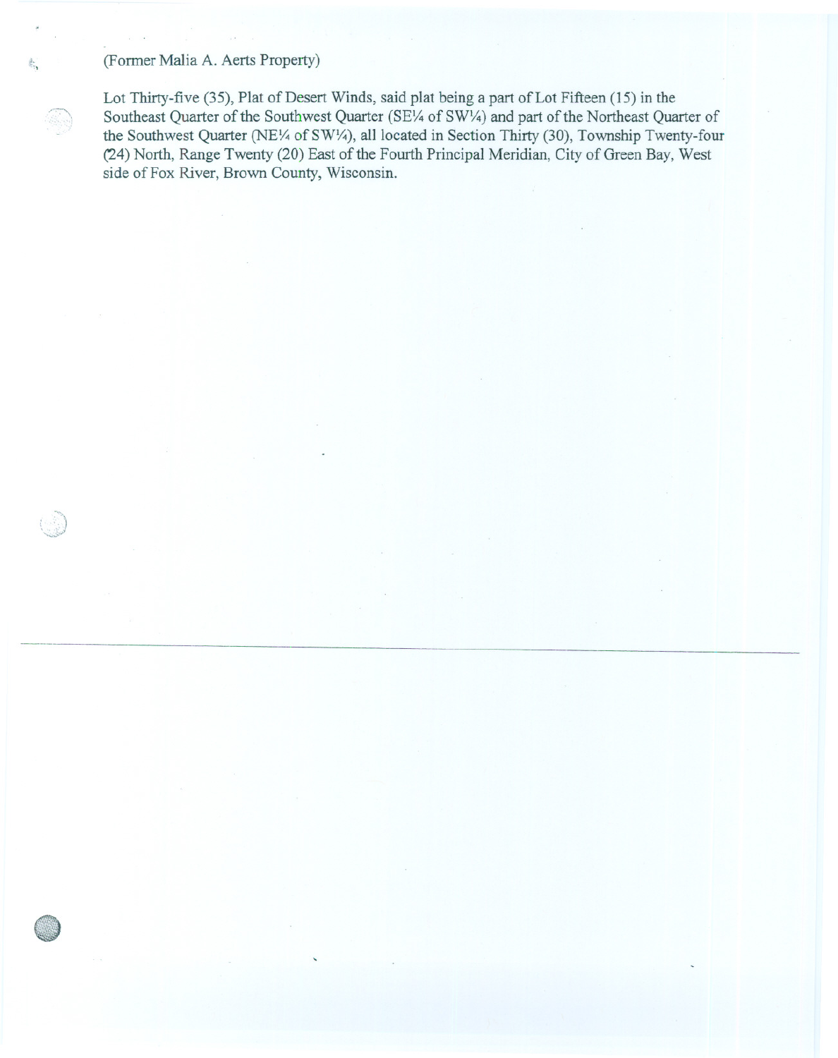(Former Malia A. Aerts Property)

Lot Thirty-five (35), Plat of Desert Winds, said plat being a part of Lot Fifteen (15) in the Southeast Quarter of the Southwest Quarter (SE¼ of SW¼) and part of the Northeast Quarter of the Southwest Quarter (NE¼ of SW¼), all located in Section Thirty (30), Township Twenty-four (24) North, Range Twenty (20) East of the Fourth Principal Meridian, City of Green Bay, West side of Fox River, Brown County, Wisconsin.